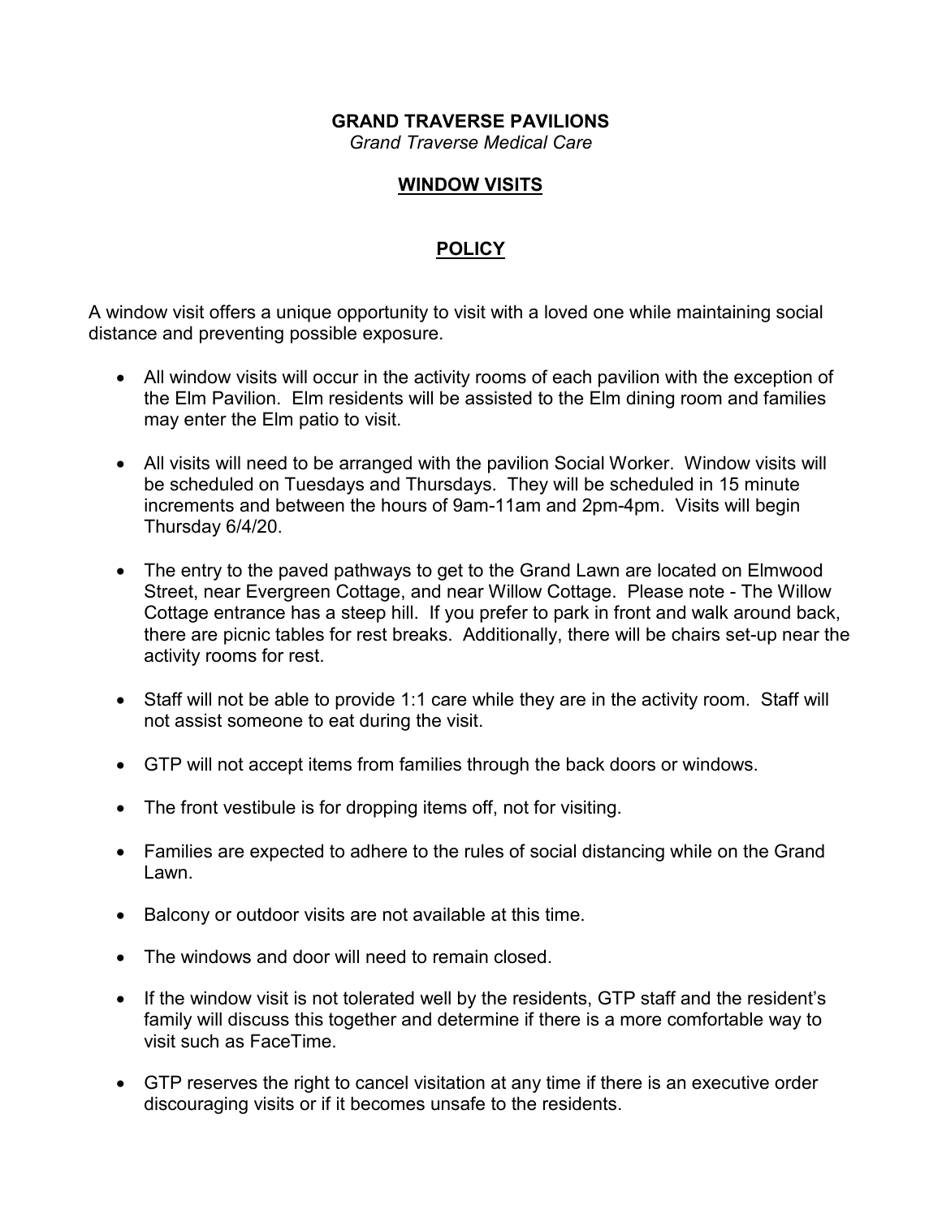# GRAND TRAVERSE PAVILIONS

*Grand Traverse Medical Care*

## WINDOW VISITS

## POLICY

A window visit offers a unique opportunity to visit with a loved one while maintaining social distance and preventing possible exposure.

- All window visits will occur in the activity rooms of each pavilion with the exception of the Elm Pavilion. Elm residents will be assisted to the Elm dining room and families may enter the Elm patio to visit.
- All visits will need to be arranged with the pavilion Social Worker. Window visits will be scheduled on Tuesdays and Thursdays. They will be scheduled in 15 minute increments and between the hours of 9am-11am and 2pm-4pm. Visits will begin Thursday 6/4/20.
- The entry to the paved pathways to get to the Grand Lawn are located on Elmwood Street, near Evergreen Cottage, and near Willow Cottage. Please note - The Willow Cottage entrance has a steep hill. If you prefer to park in front and walk around back, there are picnic tables for rest breaks. Additionally, there will be chairs set-up near the activity rooms for rest.
- Staff will not be able to provide 1:1 care while they are in the activity room. Staff will not assist someone to eat during the visit.
- GTP will not accept items from families through the back doors or windows.
- The front vestibule is for dropping items off, not for visiting.
- Families are expected to adhere to the rules of social distancing while on the Grand Lawn.
- Balcony or outdoor visits are not available at this time.
- The windows and door will need to remain closed.
- If the window visit is not tolerated well by the residents, GTP staff and the resident's family will discuss this together and determine if there is a more comfortable way to visit such as FaceTime.
- GTP reserves the right to cancel visitation at any time if there is an executive order discouraging visits or if it becomes unsafe to the residents.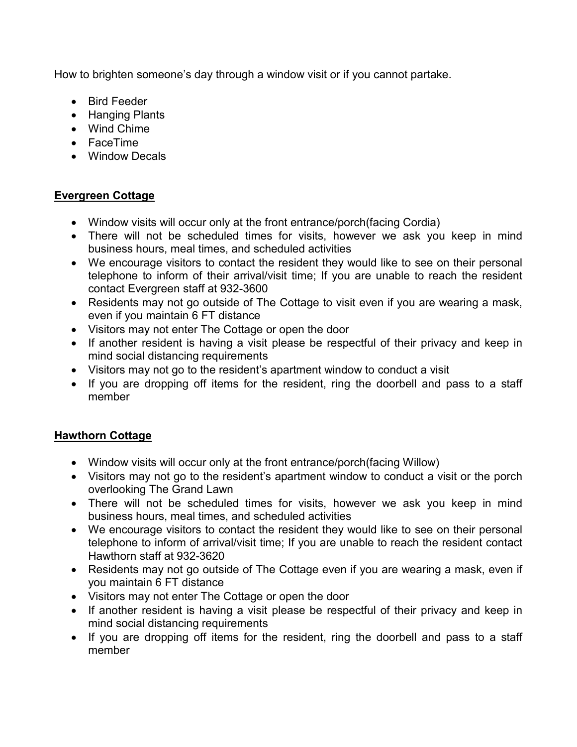How to brighten someone's day through a window visit or if you cannot partake.

- Bird Feeder
- Hanging Plants
- Wind Chime
- FaceTime
- Window Decals

**Evergreen Cottage**

- Window visits will occur only at the front entrance/porch(facing Cordia)
- There will not be scheduled times for visits, however we ask you keep in mind business hours, meal times, and scheduled activities
- We encourage visitors to contact the resident they would like to see on their personal telephone to inform of their arrival/visit time; If you are unable to reach the resident contact Evergreen staff at 932-3600
- Residents may not go outside of The Cottage to visit even if you are wearing a mask, even if you maintain 6 FT distance
- Visitors may not enter The Cottage or open the door
- If another resident is having a visit please be respectful of their privacy and keep in mind social distancing requirements
- Visitors may not go to the resident's apartment window to conduct a visit
- If you are dropping off items for the resident, ring the doorbell and pass to a staff member

**Hawthorn Cottage**

- Window visits will occur only at the front entrance/porch(facing Willow)
- Visitors may not go to the resident's apartment window to conduct a visit or the porch overlooking The Grand Lawn
- There will not be scheduled times for visits, however we ask you keep in mind business hours, meal times, and scheduled activities
- We encourage visitors to contact the resident they would like to see on their personal telephone to inform of arrival/visit time; If you are unable to reach the resident contact Hawthorn staff at 932-3620
- Residents may not go outside of The Cottage even if you are wearing a mask, even if you maintain 6 FT distance
- Visitors may not enter The Cottage or open the door
- If another resident is having a visit please be respectful of their privacy and keep in mind social distancing requirements
- If you are dropping off items for the resident, ring the doorbell and pass to a staff member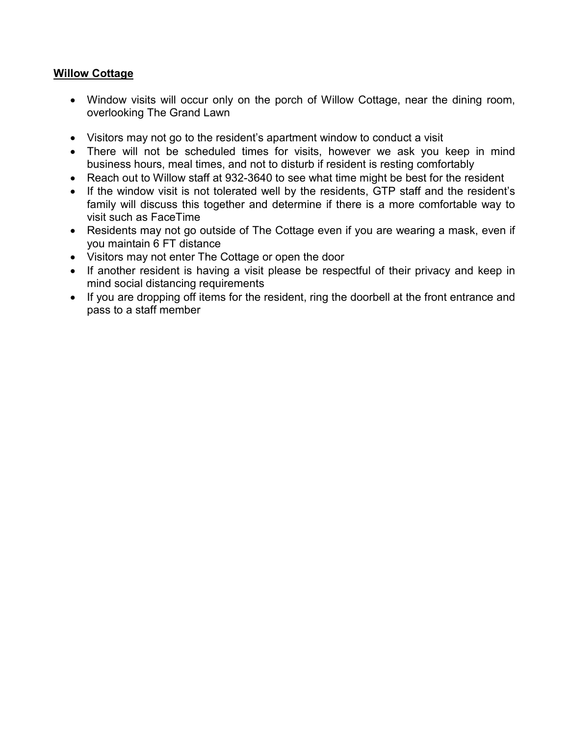**Willow Cottage**

- Window visits will occur only on the porch of Willow Cottage, near the dining room, overlooking The Grand Lawn

- Visitors may not go to the resident's apartment window to conduct a visit
- There will not be scheduled times for visits, however we ask you keep in mind business hours, meal times, and not to disturb if resident is resting comfortably
- Reach out to Willow staff at 932-3640 to see what time might be best for the resident
- If the window visit is not tolerated well by the residents, GTP staff and the resident's family will discuss this together and determine if there is a more comfortable way to visit such as FaceTime
- Residents may not go outside of The Cottage even if you are wearing a mask, even if you maintain 6 FT distance
- Visitors may not enter The Cottage or open the door
- If another resident is having a visit please be respectful of their privacy and keep in mind social distancing requirements
- If you are dropping off items for the resident, ring the doorbell at the front entrance and pass to a staff member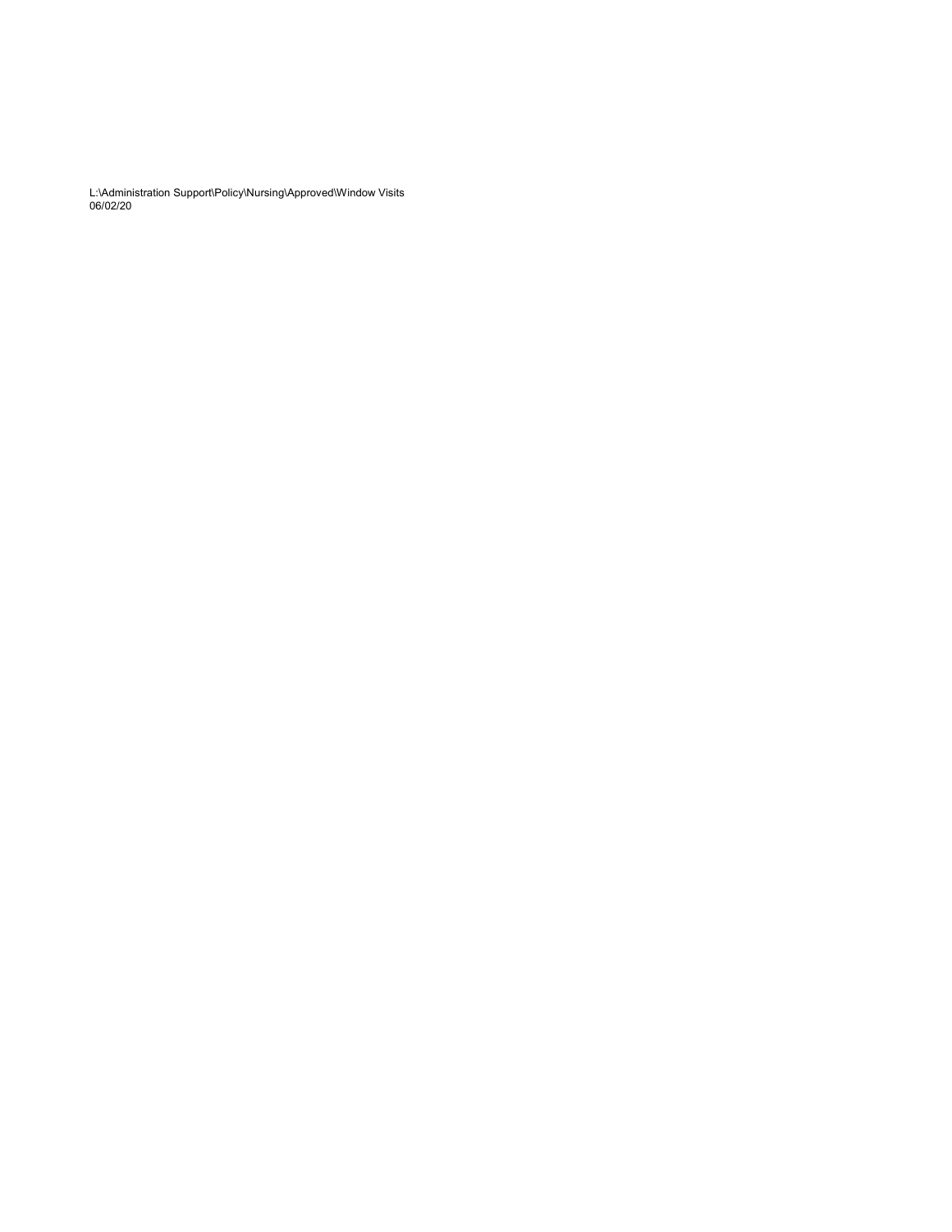L:\Administration Support\Policy\Nursing\Approved\Window Visits
06/02/20